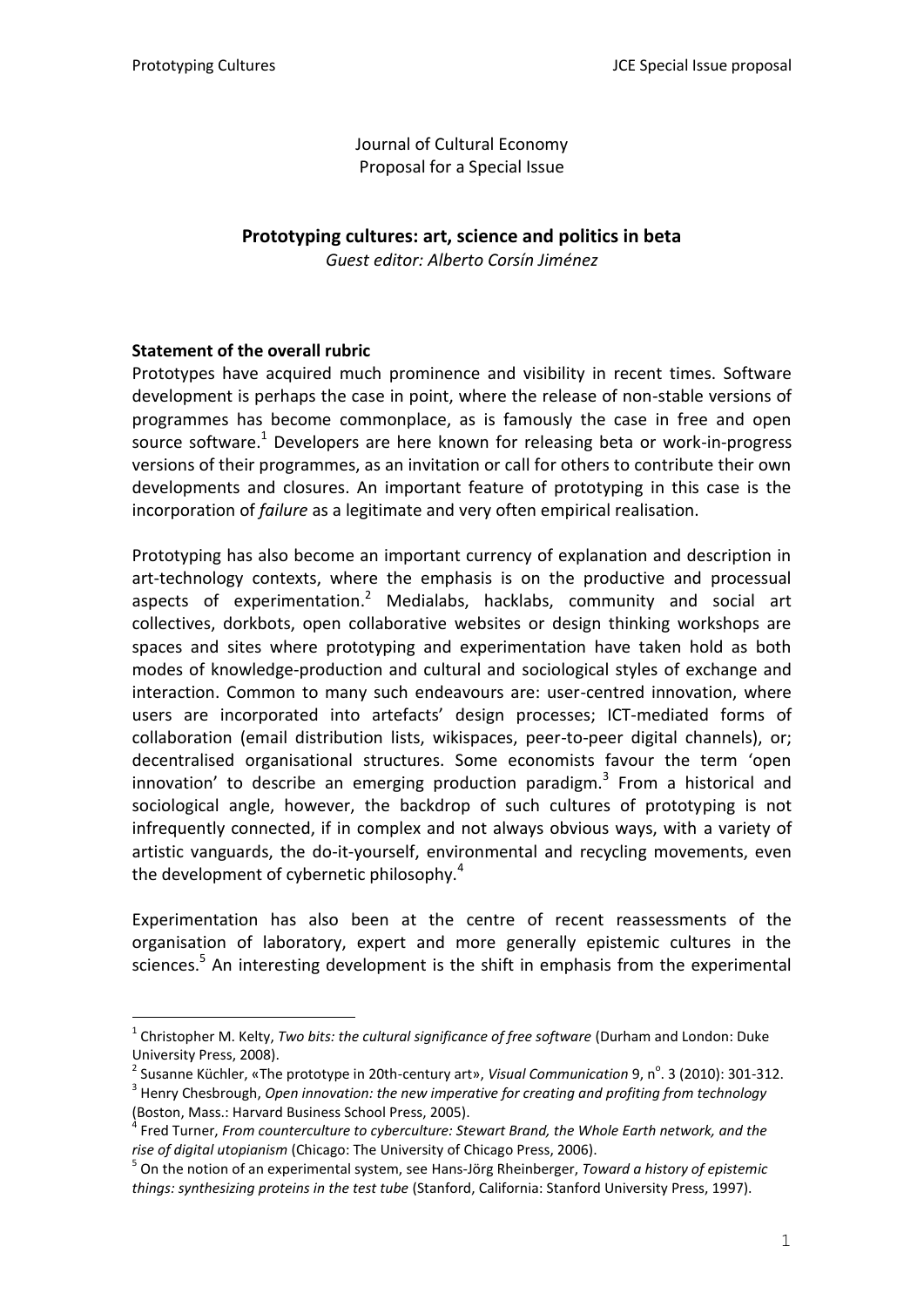Journal of Cultural Economy
Proposal for a Special Issue

# Prototyping cultures: art, science and politics in beta

*Guest editor: Alberto Corsín Jiménez*

### Statement of the overall rubric

Prototypes have acquired much prominence and visibility in recent times. Software development is perhaps the case in point, where the release of non-stable versions of programmes has become commonplace, as is famously the case in free and open source software.[1] Developers are here known for releasing beta or work-in-progress versions of their programmes, as an invitation or call for others to contribute their own developments and closures. An important feature of prototyping in this case is the incorporation of *failure* as a legitimate and very often empirical realisation.

Prototyping has also become an important currency of explanation and description in art-technology contexts, where the emphasis is on the productive and processual aspects of experimentation.[2] Medialabs, hacklabs, community and social art collectives, dorkbots, open collaborative websites or design thinking workshops are spaces and sites where prototyping and experimentation have taken hold as both modes of knowledge-production and cultural and sociological styles of exchange and interaction. Common to many such endeavours are: user-centred innovation, where users are incorporated into artefacts' design processes; ICT-mediated forms of collaboration (email distribution lists, wikispaces, peer-to-peer digital channels), or; decentralised organisational structures. Some economists favour the term 'open innovation' to describe an emerging production paradigm.[3] From a historical and sociological angle, however, the backdrop of such cultures of prototyping is not infrequently connected, if in complex and not always obvious ways, with a variety of artistic vanguards, the do-it-yourself, environmental and recycling movements, even the development of cybernetic philosophy.[4]

Experimentation has also been at the centre of recent reassessments of the organisation of laboratory, expert and more generally epistemic cultures in the sciences.[5] An interesting development is the shift in emphasis from the experimental

---

[1] Christopher M. Kelty, *Two bits: the cultural significance of free software* (Durham and London: Duke University Press, 2008).

[2] Susanne Küchler, «The prototype in 20th-century art», *Visual Communication* 9, n°. 3 (2010): 301-312.

[3] Henry Chesbrough, *Open innovation: the new imperative for creating and profiting from technology* (Boston, Mass.: Harvard Business School Press, 2005).

[4] Fred Turner, *From counterculture to cyberculture: Stewart Brand, the Whole Earth network, and the rise of digital utopianism* (Chicago: The University of Chicago Press, 2006).

[5] On the notion of an experimental system, see Hans-Jörg Rheinberger, *Toward a history of epistemic things: synthesizing proteins in the test tube* (Stanford, California: Stanford University Press, 1997).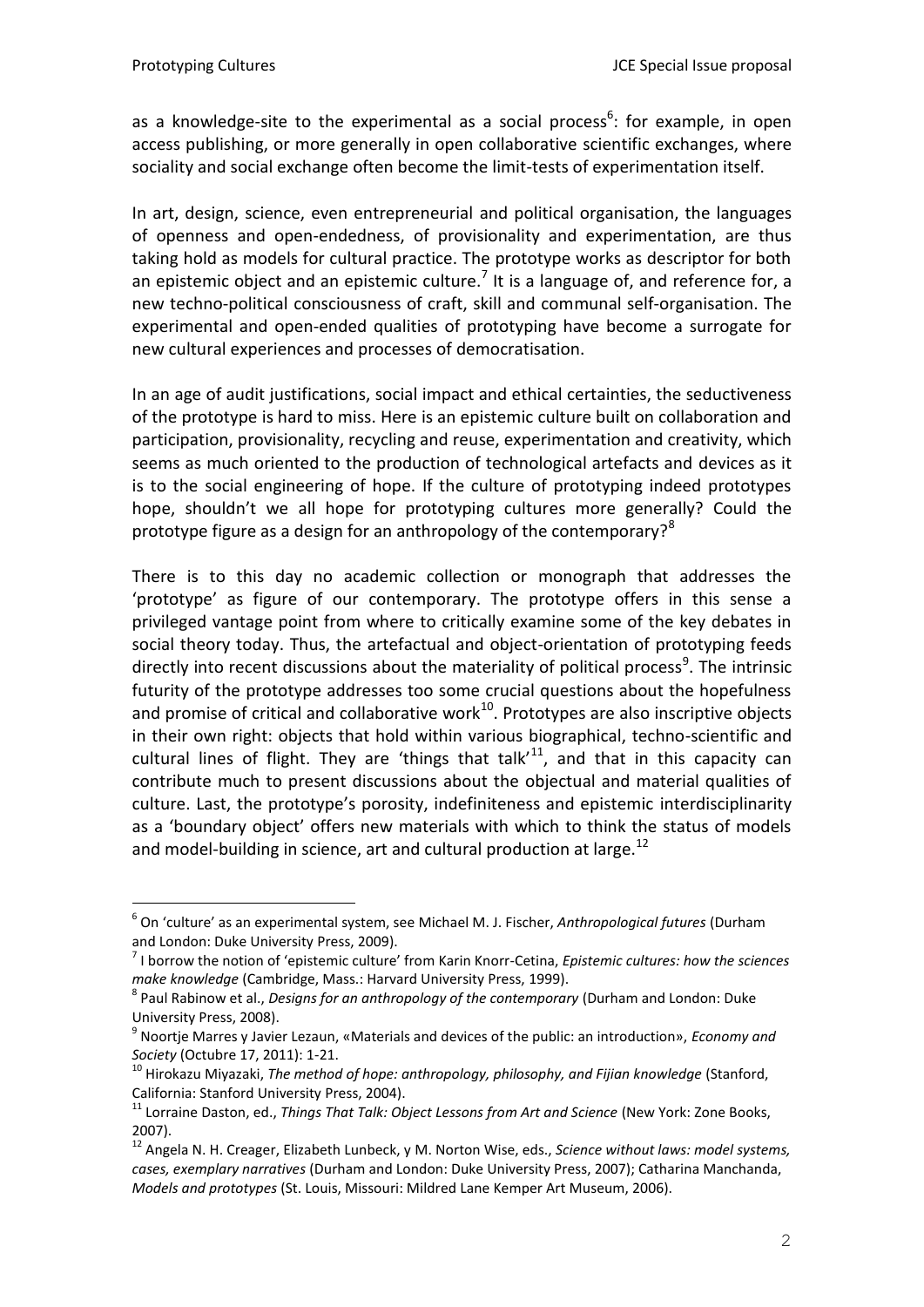as a knowledge-site to the experimental as a social process[6]: for example, in open access publishing, or more generally in open collaborative scientific exchanges, where sociality and social exchange often become the limit-tests of experimentation itself.

In art, design, science, even entrepreneurial and political organisation, the languages of openness and open-endedness, of provisionality and experimentation, are thus taking hold as models for cultural practice. The prototype works as descriptor for both an epistemic object and an epistemic culture.[7] It is a language of, and reference for, a new techno-political consciousness of craft, skill and communal self-organisation. The experimental and open-ended qualities of prototyping have become a surrogate for new cultural experiences and processes of democratisation.

In an age of audit justifications, social impact and ethical certainties, the seductiveness of the prototype is hard to miss. Here is an epistemic culture built on collaboration and participation, provisionality, recycling and reuse, experimentation and creativity, which seems as much oriented to the production of technological artefacts and devices as it is to the social engineering of hope. If the culture of prototyping indeed prototypes hope, shouldn't we all hope for prototyping cultures more generally? Could the prototype figure as a design for an anthropology of the contemporary?[8]

There is to this day no academic collection or monograph that addresses the 'prototype' as figure of our contemporary. The prototype offers in this sense a privileged vantage point from where to critically examine some of the key debates in social theory today. Thus, the artefactual and object-orientation of prototyping feeds directly into recent discussions about the materiality of political process[9]. The intrinsic futurity of the prototype addresses too some crucial questions about the hopefulness and promise of critical and collaborative work[10]. Prototypes are also inscriptive objects in their own right: objects that hold within various biographical, techno-scientific and cultural lines of flight. They are 'things that talk'[11], and that in this capacity can contribute much to present discussions about the objectual and material qualities of culture. Last, the prototype's porosity, indefiniteness and epistemic interdisciplinarity as a 'boundary object' offers new materials with which to think the status of models and model-building in science, art and cultural production at large.[12]

---

[6] On 'culture' as an experimental system, see Michael M. J. Fischer, *Anthropological futures* (Durham and London: Duke University Press, 2009).

[7] I borrow the notion of 'epistemic culture' from Karin Knorr-Cetina, *Epistemic cultures: how the sciences make knowledge* (Cambridge, Mass.: Harvard University Press, 1999).

[8] Paul Rabinow et al., *Designs for an anthropology of the contemporary* (Durham and London: Duke University Press, 2008).

[9] Noortje Marres y Javier Lezaun, «Materials and devices of the public: an introduction», *Economy and Society* (Octubre 17, 2011): 1-21.

[10] Hirokazu Miyazaki, *The method of hope: anthropology, philosophy, and Fijian knowledge* (Stanford, California: Stanford University Press, 2004).

[11] Lorraine Daston, ed., *Things That Talk: Object Lessons from Art and Science* (New York: Zone Books, 2007).

[12] Angela N. H. Creager, Elizabeth Lunbeck, y M. Norton Wise, eds., *Science without laws: model systems, cases, exemplary narratives* (Durham and London: Duke University Press, 2007); Catharina Manchanda, *Models and prototypes* (St. Louis, Missouri: Mildred Lane Kemper Art Museum, 2006).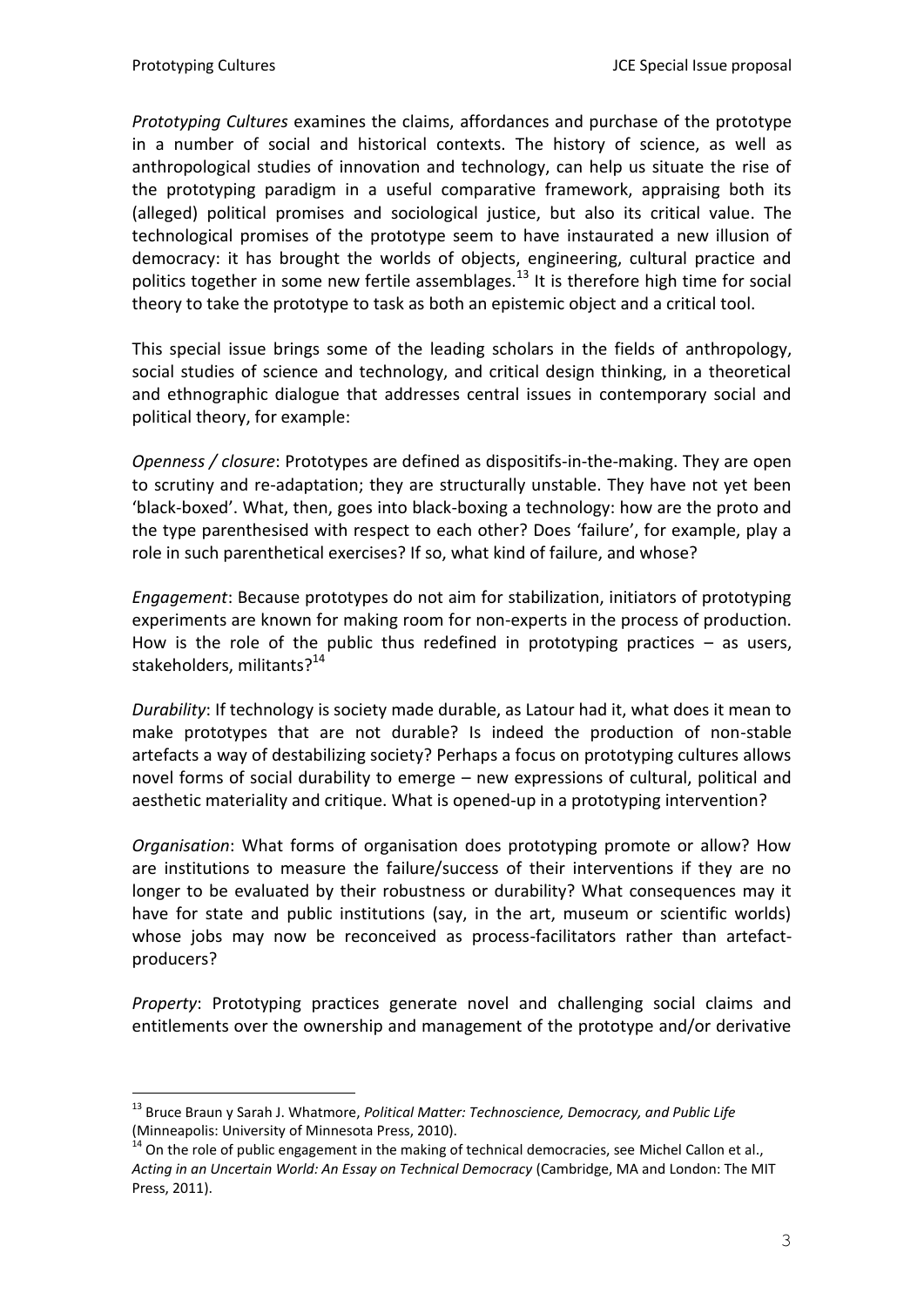*Prototyping Cultures* examines the claims, affordances and purchase of the prototype in a number of social and historical contexts. The history of science, as well as anthropological studies of innovation and technology, can help us situate the rise of the prototyping paradigm in a useful comparative framework, appraising both its (alleged) political promises and sociological justice, but also its critical value. The technological promises of the prototype seem to have instaurated a new illusion of democracy: it has brought the worlds of objects, engineering, cultural practice and politics together in some new fertile assemblages.[13] It is therefore high time for social theory to take the prototype to task as both an epistemic object and a critical tool.

This special issue brings some of the leading scholars in the fields of anthropology, social studies of science and technology, and critical design thinking, in a theoretical and ethnographic dialogue that addresses central issues in contemporary social and political theory, for example:

*Openness / closure*: Prototypes are defined as dispositifs-in-the-making. They are open to scrutiny and re-adaptation; they are structurally unstable. They have not yet been 'black-boxed'. What, then, goes into black-boxing a technology: how are the proto and the type parenthesised with respect to each other? Does 'failure', for example, play a role in such parenthetical exercises? If so, what kind of failure, and whose?

*Engagement*: Because prototypes do not aim for stabilization, initiators of prototyping experiments are known for making room for non-experts in the process of production. How is the role of the public thus redefined in prototyping practices – as users, stakeholders, militants?[14]

*Durability*: If technology is society made durable, as Latour had it, what does it mean to make prototypes that are not durable? Is indeed the production of non-stable artefacts a way of destabilizing society? Perhaps a focus on prototyping cultures allows novel forms of social durability to emerge – new expressions of cultural, political and aesthetic materiality and critique. What is opened-up in a prototyping intervention?

*Organisation*: What forms of organisation does prototyping promote or allow? How are institutions to measure the failure/success of their interventions if they are no longer to be evaluated by their robustness or durability? What consequences may it have for state and public institutions (say, in the art, museum or scientific worlds) whose jobs may now be reconceived as process-facilitators rather than artefact-producers?

*Property*: Prototyping practices generate novel and challenging social claims and entitlements over the ownership and management of the prototype and/or derivative

---

[13] Bruce Braun y Sarah J. Whatmore, *Political Matter: Technoscience, Democracy, and Public Life* (Minneapolis: University of Minnesota Press, 2010).

[14] On the role of public engagement in the making of technical democracies, see Michel Callon et al., *Acting in an Uncertain World: An Essay on Technical Democracy* (Cambridge, MA and London: The MIT Press, 2011).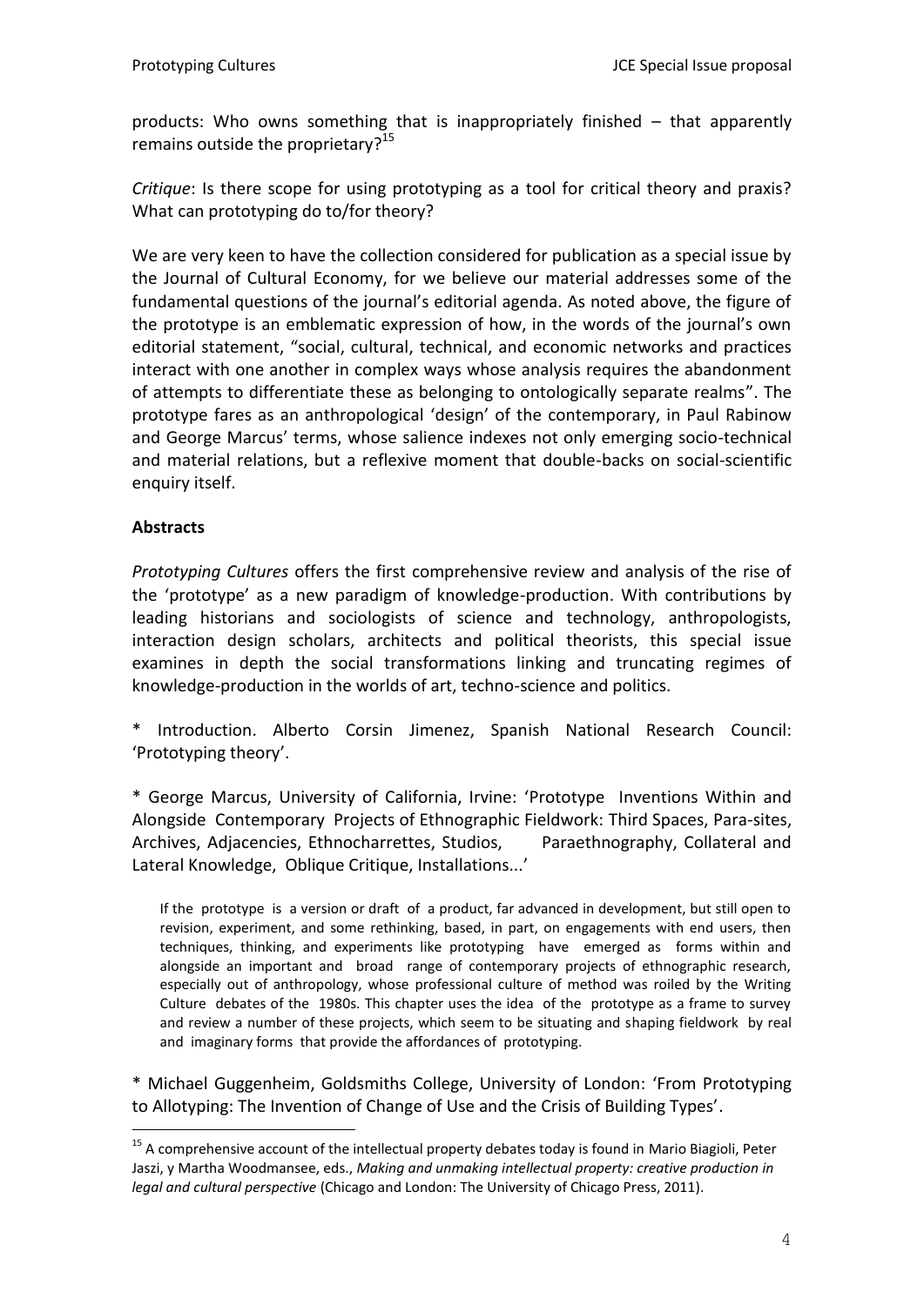products: Who owns something that is inappropriately finished – that apparently remains outside the proprietary?[15]

*Critique*: Is there scope for using prototyping as a tool for critical theory and praxis? What can prototyping do to/for theory?

We are very keen to have the collection considered for publication as a special issue by the Journal of Cultural Economy, for we believe our material addresses some of the fundamental questions of the journal's editorial agenda. As noted above, the figure of the prototype is an emblematic expression of how, in the words of the journal's own editorial statement, "social, cultural, technical, and economic networks and practices interact with one another in complex ways whose analysis requires the abandonment of attempts to differentiate these as belonging to ontologically separate realms". The prototype fares as an anthropological 'design' of the contemporary, in Paul Rabinow and George Marcus' terms, whose salience indexes not only emerging socio-technical and material relations, but a reflexive moment that double-backs on social-scientific enquiry itself.

**Abstracts**

*Prototyping Cultures* offers the first comprehensive review and analysis of the rise of the 'prototype' as a new paradigm of knowledge-production. With contributions by leading historians and sociologists of science and technology, anthropologists, interaction design scholars, architects and political theorists, this special issue examines in depth the social transformations linking and truncating regimes of knowledge-production in the worlds of art, techno-science and politics.

* Introduction. Alberto Corsin Jimenez, Spanish National Research Council: 'Prototyping theory'.

* George Marcus, University of California, Irvine: 'Prototype Inventions Within and Alongside Contemporary Projects of Ethnographic Fieldwork: Third Spaces, Para-sites, Archives, Adjacencies, Ethnocharrettes, Studios, Paraethnography, Collateral and Lateral Knowledge, Oblique Critique, Installations...'

> If the prototype is a version or draft of a product, far advanced in development, but still open to revision, experiment, and some rethinking, based, in part, on engagements with end users, then techniques, thinking, and experiments like prototyping have emerged as forms within and alongside an important and broad range of contemporary projects of ethnographic research, especially out of anthropology, whose professional culture of method was roiled by the Writing Culture debates of the 1980s. This chapter uses the idea of the prototype as a frame to survey and review a number of these projects, which seem to be situating and shaping fieldwork by real and imaginary forms that provide the affordances of prototyping.

* Michael Guggenheim, Goldsmiths College, University of London: 'From Prototyping to Allotyping: The Invention of Change of Use and the Crisis of Building Types'.

---

[15] A comprehensive account of the intellectual property debates today is found in Mario Biagioli, Peter Jaszi, y Martha Woodmansee, eds., *Making and unmaking intellectual property: creative production in legal and cultural perspective* (Chicago and London: The University of Chicago Press, 2011).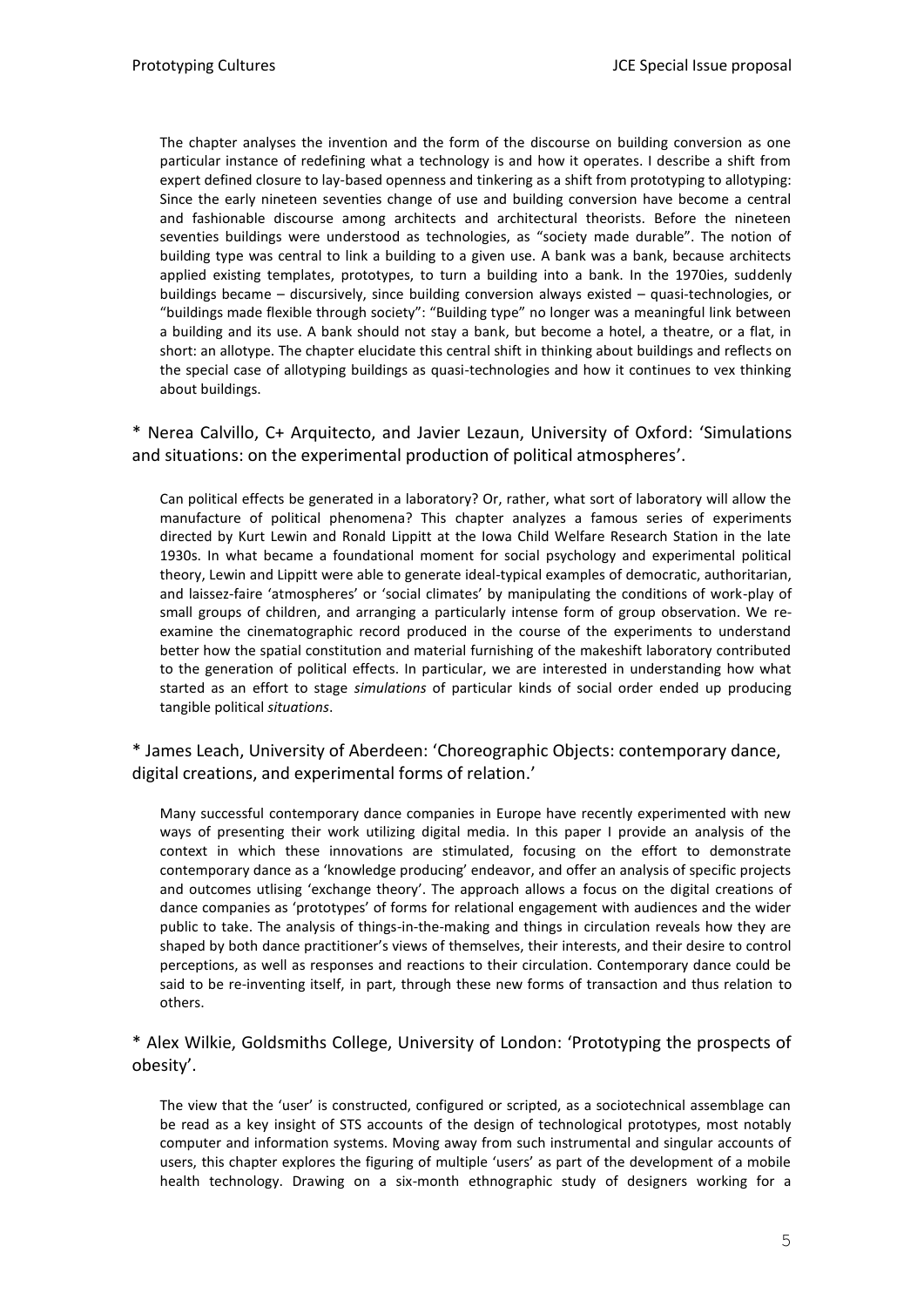The chapter analyses the invention and the form of the discourse on building conversion as one particular instance of redefining what a technology is and how it operates. I describe a shift from expert defined closure to lay-based openness and tinkering as a shift from prototyping to allotyping: Since the early nineteen seventies change of use and building conversion have become a central and fashionable discourse among architects and architectural theorists. Before the nineteen seventies buildings were understood as technologies, as "society made durable". The notion of building type was central to link a building to a given use. A bank was a bank, because architects applied existing templates, prototypes, to turn a building into a bank. In the 1970ies, suddenly buildings became – discursively, since building conversion always existed – quasi-technologies, or "buildings made flexible through society": "Building type" no longer was a meaningful link between a building and its use. A bank should not stay a bank, but become a hotel, a theatre, or a flat, in short: an allotype. The chapter elucidate this central shift in thinking about buildings and reflects on the special case of allotyping buildings as quasi-technologies and how it continues to vex thinking about buildings.

### * Nerea Calvillo, C+ Arquitecto, and Javier Lezaun, University of Oxford: 'Simulations and situations: on the experimental production of political atmospheres'.

Can political effects be generated in a laboratory? Or, rather, what sort of laboratory will allow the manufacture of political phenomena? This chapter analyzes a famous series of experiments directed by Kurt Lewin and Ronald Lippitt at the Iowa Child Welfare Research Station in the late 1930s. In what became a foundational moment for social psychology and experimental political theory, Lewin and Lippitt were able to generate ideal-typical examples of democratic, authoritarian, and laissez-faire 'atmospheres' or 'social climates' by manipulating the conditions of work-play of small groups of children, and arranging a particularly intense form of group observation. We re-examine the cinematographic record produced in the course of the experiments to understand better how the spatial constitution and material furnishing of the makeshift laboratory contributed to the generation of political effects. In particular, we are interested in understanding how what started as an effort to stage *simulations* of particular kinds of social order ended up producing tangible political *situations*.

### * James Leach, University of Aberdeen: 'Choreographic Objects: contemporary dance, digital creations, and experimental forms of relation.'

Many successful contemporary dance companies in Europe have recently experimented with new ways of presenting their work utilizing digital media. In this paper I provide an analysis of the context in which these innovations are stimulated, focusing on the effort to demonstrate contemporary dance as a 'knowledge producing' endeavor, and offer an analysis of specific projects and outcomes utlising 'exchange theory'. The approach allows a focus on the digital creations of dance companies as 'prototypes' of forms for relational engagement with audiences and the wider public to take. The analysis of things-in-the-making and things in circulation reveals how they are shaped by both dance practitioner's views of themselves, their interests, and their desire to control perceptions, as well as responses and reactions to their circulation. Contemporary dance could be said to be re-inventing itself, in part, through these new forms of transaction and thus relation to others.

### * Alex Wilkie, Goldsmiths College, University of London: 'Prototyping the prospects of obesity'.

The view that the 'user' is constructed, configured or scripted, as a sociotechnical assemblage can be read as a key insight of STS accounts of the design of technological prototypes, most notably computer and information systems. Moving away from such instrumental and singular accounts of users, this chapter explores the figuring of multiple 'users' as part of the development of a mobile health technology. Drawing on a six-month ethnographic study of designers working for a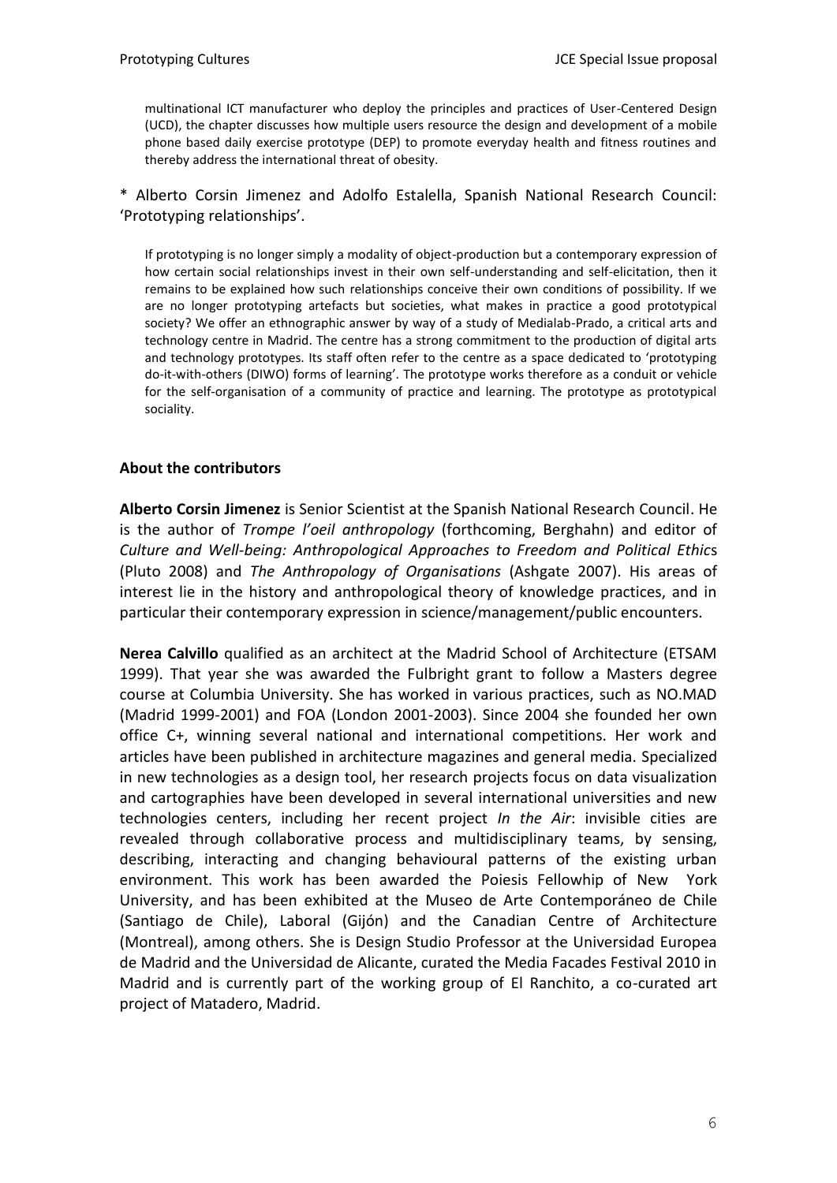multinational ICT manufacturer who deploy the principles and practices of User-Centered Design (UCD), the chapter discusses how multiple users resource the design and development of a mobile phone based daily exercise prototype (DEP) to promote everyday health and fitness routines and thereby address the international threat of obesity.

* Alberto Corsin Jimenez and Adolfo Estalella, Spanish National Research Council: 'Prototyping relationships'.

If prototyping is no longer simply a modality of object-production but a contemporary expression of how certain social relationships invest in their own self-understanding and self-elicitation, then it remains to be explained how such relationships conceive their own conditions of possibility. If we are no longer prototyping artefacts but societies, what makes in practice a good prototypical society? We offer an ethnographic answer by way of a study of Medialab-Prado, a critical arts and technology centre in Madrid. The centre has a strong commitment to the production of digital arts and technology prototypes. Its staff often refer to the centre as a space dedicated to 'prototyping do-it-with-others (DIWO) forms of learning'. The prototype works therefore as a conduit or vehicle for the self-organisation of a community of practice and learning. The prototype as prototypical sociality.

**About the contributors**

**Alberto Corsin Jimenez** is Senior Scientist at the Spanish National Research Council. He is the author of *Trompe l'oeil anthropology* (forthcoming, Berghahn) and editor of *Culture and Well-being: Anthropological Approaches to Freedom and Political Ethics* (Pluto 2008) and *The Anthropology of Organisations* (Ashgate 2007). His areas of interest lie in the history and anthropological theory of knowledge practices, and in particular their contemporary expression in science/management/public encounters.

**Nerea Calvillo** qualified as an architect at the Madrid School of Architecture (ETSAM 1999). That year she was awarded the Fulbright grant to follow a Masters degree course at Columbia University. She has worked in various practices, such as NO.MAD (Madrid 1999-2001) and FOA (London 2001-2003). Since 2004 she founded her own office C+, winning several national and international competitions. Her work and articles have been published in architecture magazines and general media. Specialized in new technologies as a design tool, her research projects focus on data visualization and cartographies have been developed in several international universities and new technologies centers, including her recent project *In the Air*: invisible cities are revealed through collaborative process and multidisciplinary teams, by sensing, describing, interacting and changing behavioural patterns of the existing urban environment. This work has been awarded the Poiesis Fellowhip of New York University, and has been exhibited at the Museo de Arte Contemporáneo de Chile (Santiago de Chile), Laboral (Gijón) and the Canadian Centre of Architecture (Montreal), among others. She is Design Studio Professor at the Universidad Europea de Madrid and the Universidad de Alicante, curated the Media Facades Festival 2010 in Madrid and is currently part of the working group of El Ranchito, a co-curated art project of Matadero, Madrid.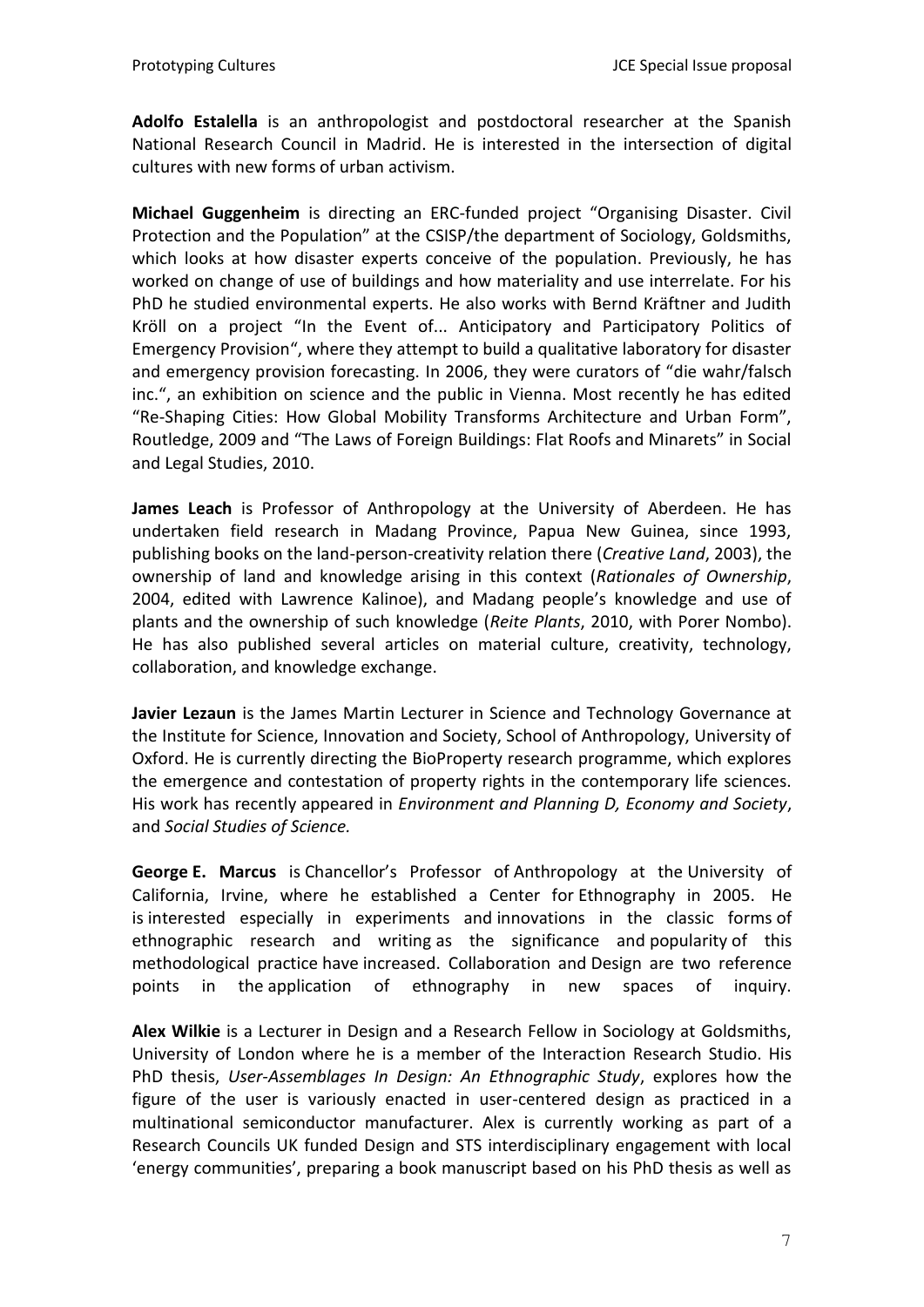**Adolfo Estalella** is an anthropologist and postdoctoral researcher at the Spanish National Research Council in Madrid. He is interested in the intersection of digital cultures with new forms of urban activism.

**Michael Guggenheim** is directing an ERC-funded project "Organising Disaster. Civil Protection and the Population" at the CSISP/the department of Sociology, Goldsmiths, which looks at how disaster experts conceive of the population. Previously, he has worked on change of use of buildings and how materiality and use interrelate. For his PhD he studied environmental experts. He also works with Bernd Kräftner and Judith Kröll on a project "In the Event of... Anticipatory and Participatory Politics of Emergency Provision", where they attempt to build a qualitative laboratory for disaster and emergency provision forecasting. In 2006, they were curators of "die wahr/falsch inc.", an exhibition on science and the public in Vienna. Most recently he has edited "Re-Shaping Cities: How Global Mobility Transforms Architecture and Urban Form", Routledge, 2009 and "The Laws of Foreign Buildings: Flat Roofs and Minarets" in Social and Legal Studies, 2010.

**James Leach** is Professor of Anthropology at the University of Aberdeen. He has undertaken field research in Madang Province, Papua New Guinea, since 1993, publishing books on the land-person-creativity relation there (*Creative Land*, 2003), the ownership of land and knowledge arising in this context (*Rationales of Ownership*, 2004, edited with Lawrence Kalinoe), and Madang people's knowledge and use of plants and the ownership of such knowledge (*Reite Plants*, 2010, with Porer Nombo). He has also published several articles on material culture, creativity, technology, collaboration, and knowledge exchange.

**Javier Lezaun** is the James Martin Lecturer in Science and Technology Governance at the Institute for Science, Innovation and Society, School of Anthropology, University of Oxford. He is currently directing the BioProperty research programme, which explores the emergence and contestation of property rights in the contemporary life sciences. His work has recently appeared in *Environment and Planning D, Economy and Society*, and *Social Studies of Science.*

**George E. Marcus** is Chancellor's Professor of Anthropology at the University of California, Irvine, where he established a Center for Ethnography in 2005. He is interested especially in experiments and innovations in the classic forms of ethnographic research and writing as the significance and popularity of this methodological practice have increased. Collaboration and Design are two reference points in the application of ethnography in new spaces of inquiry.

**Alex Wilkie** is a Lecturer in Design and a Research Fellow in Sociology at Goldsmiths, University of London where he is a member of the Interaction Research Studio. His PhD thesis, *User-Assemblages In Design: An Ethnographic Study*, explores how the figure of the user is variously enacted in user-centered design as practiced in a multinational semiconductor manufacturer. Alex is currently working as part of a Research Councils UK funded Design and STS interdisciplinary engagement with local 'energy communities', preparing a book manuscript based on his PhD thesis as well as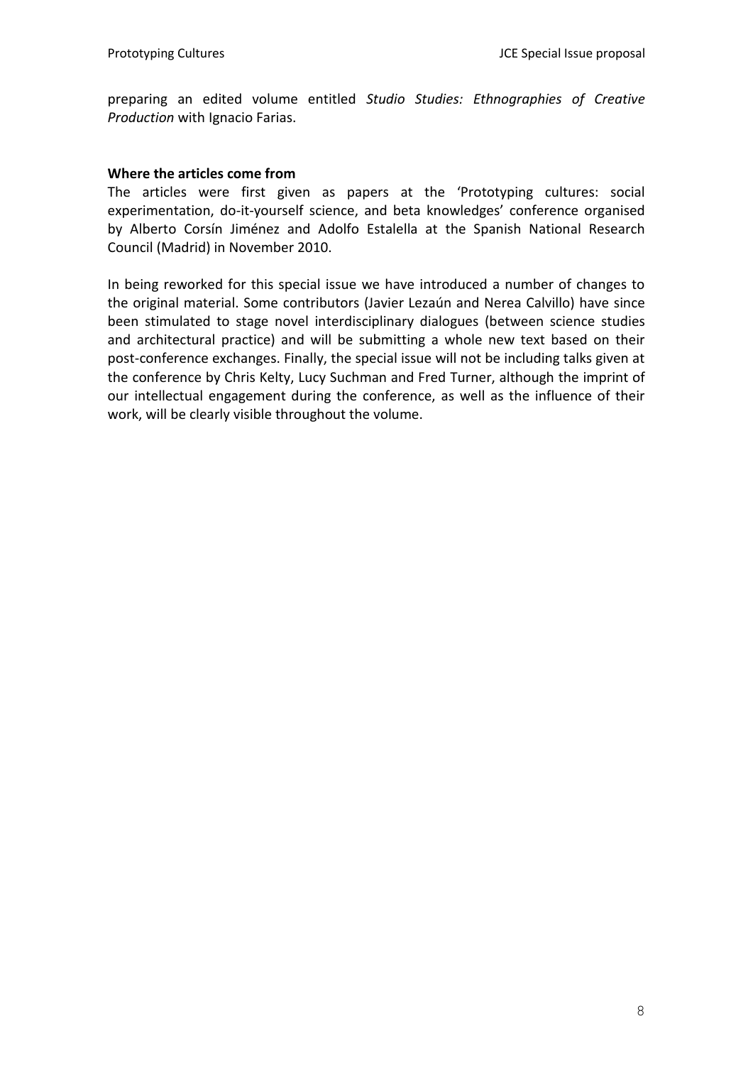preparing an edited volume entitled *Studio Studies: Ethnographies of Creative Production* with Ignacio Farias.

**Where the articles come from**

The articles were first given as papers at the 'Prototyping cultures: social experimentation, do-it-yourself science, and beta knowledges' conference organised by Alberto Corsín Jiménez and Adolfo Estalella at the Spanish National Research Council (Madrid) in November 2010.

In being reworked for this special issue we have introduced a number of changes to the original material. Some contributors (Javier Lezaún and Nerea Calvillo) have since been stimulated to stage novel interdisciplinary dialogues (between science studies and architectural practice) and will be submitting a whole new text based on their post-conference exchanges. Finally, the special issue will not be including talks given at the conference by Chris Kelty, Lucy Suchman and Fred Turner, although the imprint of our intellectual engagement during the conference, as well as the influence of their work, will be clearly visible throughout the volume.